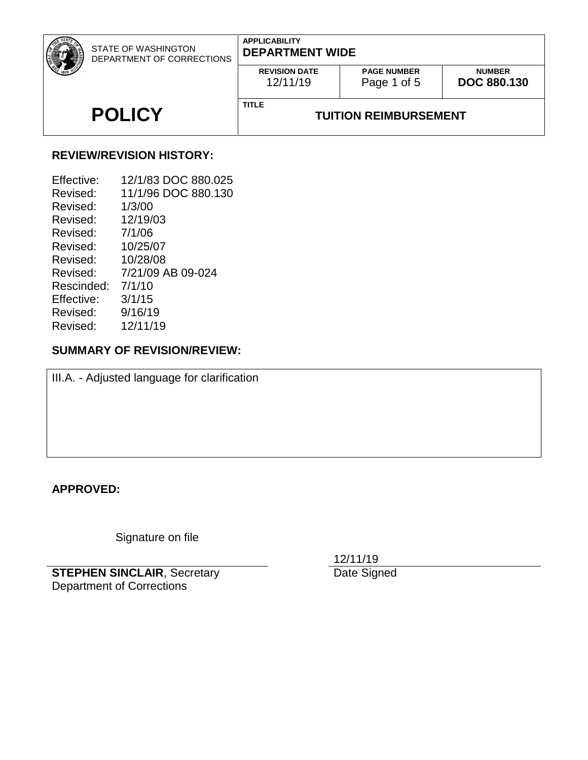| STATE OF WASHINGTON DEPARTMENT OF CORRECTIONS | APPLICABILITY<br>**DEPARTMENT WIDE** | | |
|---|---|---|---|
| | REVISION DATE<br>12/11/19 | PAGE NUMBER<br>Page 1 of 5 | NUMBER<br>**DOC 880.130** |
| **POLICY** | TITLE<br>**TUITION REIMBURSEMENT** | | |

**REVIEW/REVISION HISTORY:**

| | |
|---|---|
| Effective: | 12/1/83 DOC 880.025 |
| Revised: | 11/1/96 DOC 880.130 |
| Revised: | 1/3/00 |
| Revised: | 12/19/03 |
| Revised: | 7/1/06 |
| Revised: | 10/25/07 |
| Revised: | 10/28/08 |
| Revised: | 7/21/09 AB 09-024 |
| Rescinded: | 7/1/10 |
| Effective: | 3/1/15 |
| Revised: | 9/16/19 |
| Revised: | 12/11/19 |

**SUMMARY OF REVISION/REVIEW:**

III.A. - Adjusted language for clarification

**APPROVED:**

Signature on file

**STEPHEN SINCLAIR**, Secretary
Department of Corrections

12/11/19
Date Signed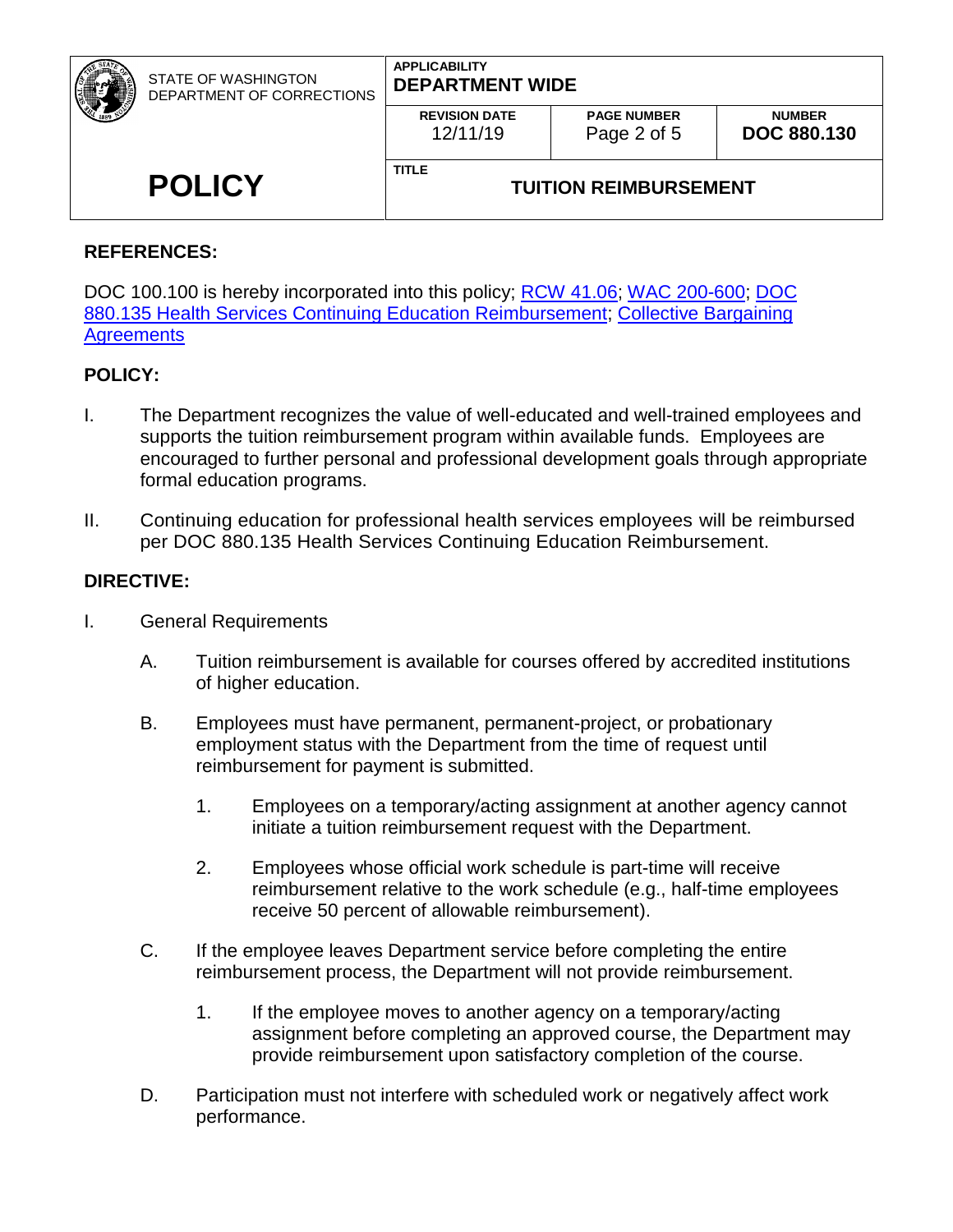## REFERENCES:

DOC 100.100 is hereby incorporated into this policy; [RCW 41.06](); [WAC 200-600](); [DOC 880.135 Health Services Continuing Education Reimbursement](); [Collective Bargaining Agreements]()

## POLICY:

I. The Department recognizes the value of well-educated and well-trained employees and supports the tuition reimbursement program within available funds. Employees are encouraged to further personal and professional development goals through appropriate formal education programs.

II. Continuing education for professional health services employees will be reimbursed per DOC 880.135 Health Services Continuing Education Reimbursement.

## DIRECTIVE:

I. General Requirements

   A. Tuition reimbursement is available for courses offered by accredited institutions of higher education.

   B. Employees must have permanent, permanent-project, or probationary employment status with the Department from the time of request until reimbursement for payment is submitted.

      1. Employees on a temporary/acting assignment at another agency cannot initiate a tuition reimbursement request with the Department.

      2. Employees whose official work schedule is part-time will receive reimbursement relative to the work schedule (e.g., half-time employees receive 50 percent of allowable reimbursement).

   C. If the employee leaves Department service before completing the entire reimbursement process, the Department will not provide reimbursement.

      1. If the employee moves to another agency on a temporary/acting assignment before completing an approved course, the Department may provide reimbursement upon satisfactory completion of the course.

   D. Participation must not interfere with scheduled work or negatively affect work performance.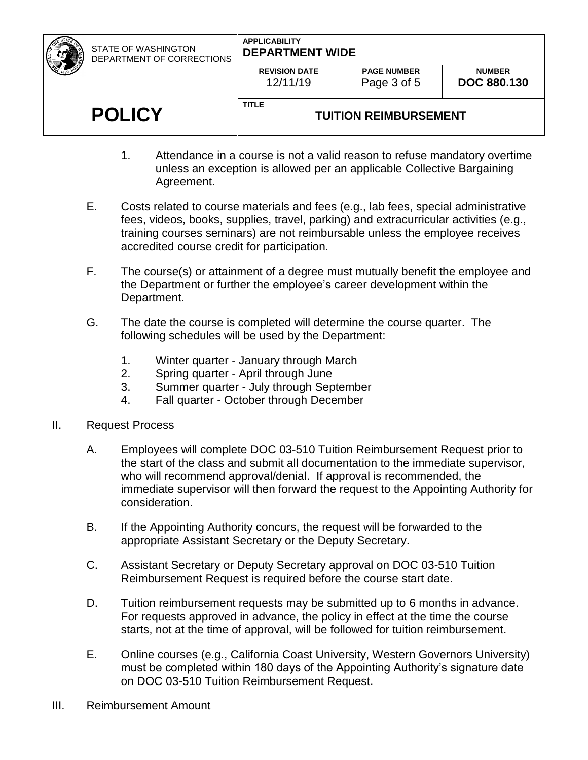1. Attendance in a course is not a valid reason to refuse mandatory overtime unless an exception is allowed per an applicable Collective Bargaining Agreement.

E. Costs related to course materials and fees (e.g., lab fees, special administrative fees, videos, books, supplies, travel, parking) and extracurricular activities (e.g., training courses seminars) are not reimbursable unless the employee receives accredited course credit for participation.

F. The course(s) or attainment of a degree must mutually benefit the employee and the Department or further the employee's career development within the Department.

G. The date the course is completed will determine the course quarter. The following schedules will be used by the Department:

1. Winter quarter - January through March
2. Spring quarter - April through June
3. Summer quarter - July through September
4. Fall quarter - October through December

II. Request Process

A. Employees will complete DOC 03-510 Tuition Reimbursement Request prior to the start of the class and submit all documentation to the immediate supervisor, who will recommend approval/denial. If approval is recommended, the immediate supervisor will then forward the request to the Appointing Authority for consideration.

B. If the Appointing Authority concurs, the request will be forwarded to the appropriate Assistant Secretary or the Deputy Secretary.

C. Assistant Secretary or Deputy Secretary approval on DOC 03-510 Tuition Reimbursement Request is required before the course start date.

D. Tuition reimbursement requests may be submitted up to 6 months in advance. For requests approved in advance, the policy in effect at the time the course starts, not at the time of approval, will be followed for tuition reimbursement.

E. Online courses (e.g., California Coast University, Western Governors University) must be completed within 180 days of the Appointing Authority's signature date on DOC 03-510 Tuition Reimbursement Request.

III. Reimbursement Amount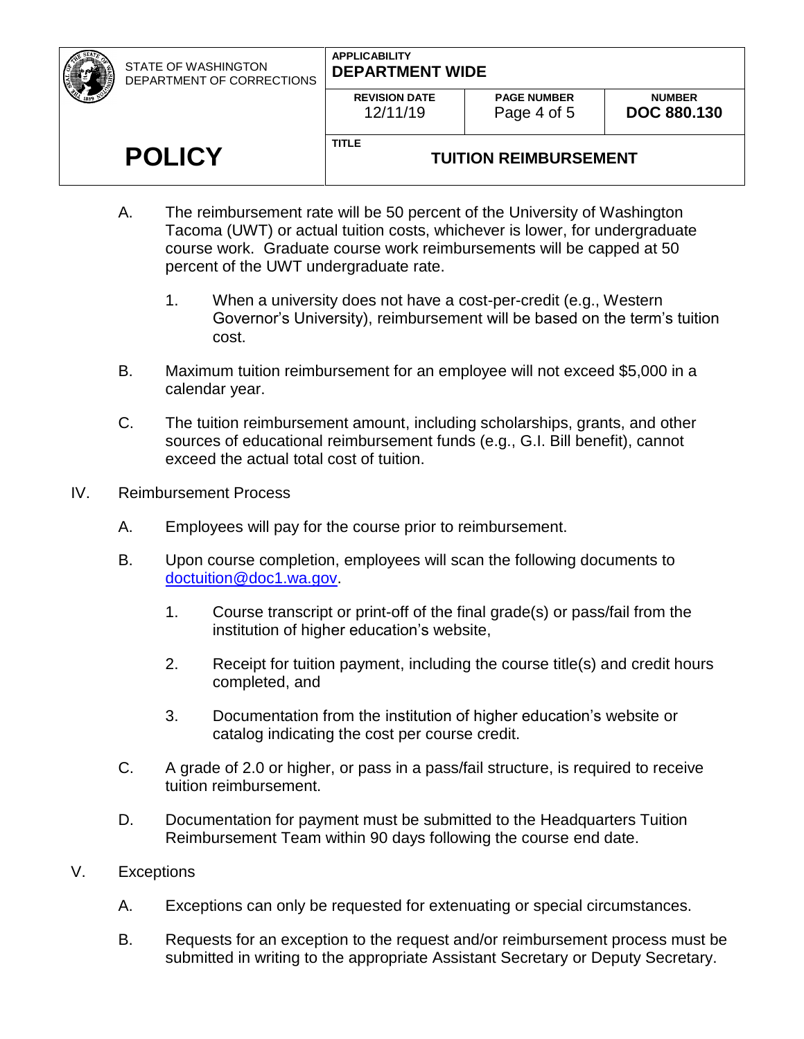A. The reimbursement rate will be 50 percent of the University of Washington Tacoma (UWT) or actual tuition costs, whichever is lower, for undergraduate course work. Graduate course work reimbursements will be capped at 50 percent of the UWT undergraduate rate.

   1. When a university does not have a cost-per-credit (e.g., Western Governor's University), reimbursement will be based on the term's tuition cost.

B. Maximum tuition reimbursement for an employee will not exceed $5,000 in a calendar year.

C. The tuition reimbursement amount, including scholarships, grants, and other sources of educational reimbursement funds (e.g., G.I. Bill benefit), cannot exceed the actual total cost of tuition.

IV. Reimbursement Process

A. Employees will pay for the course prior to reimbursement.

B. Upon course completion, employees will scan the following documents to doctuition@doc1.wa.gov.

   1. Course transcript or print-off of the final grade(s) or pass/fail from the institution of higher education's website,

   2. Receipt for tuition payment, including the course title(s) and credit hours completed, and

   3. Documentation from the institution of higher education's website or catalog indicating the cost per course credit.

C. A grade of 2.0 or higher, or pass in a pass/fail structure, is required to receive tuition reimbursement.

D. Documentation for payment must be submitted to the Headquarters Tuition Reimbursement Team within 90 days following the course end date.

V. Exceptions

A. Exceptions can only be requested for extenuating or special circumstances.

B. Requests for an exception to the request and/or reimbursement process must be submitted in writing to the appropriate Assistant Secretary or Deputy Secretary.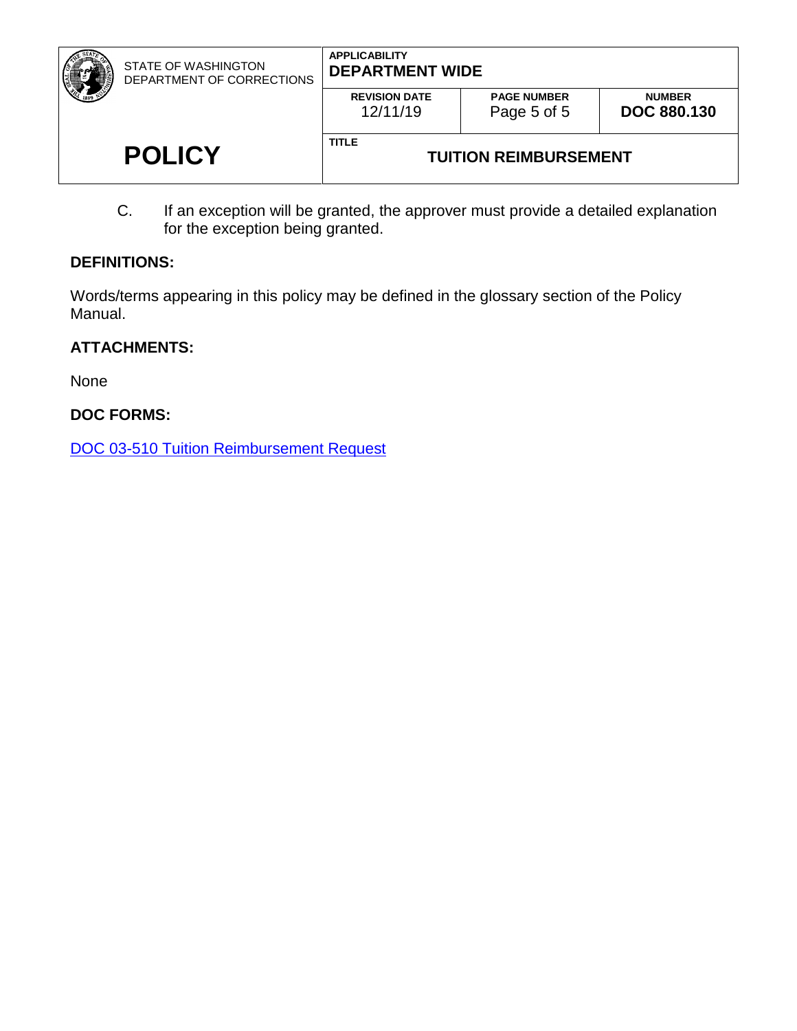C. If an exception will be granted, the approver must provide a detailed explanation for the exception being granted.

## DEFINITIONS:

Words/terms appearing in this policy may be defined in the glossary section of the Policy Manual.

## ATTACHMENTS:

None

## DOC FORMS:

DOC 03-510 Tuition Reimbursement Request